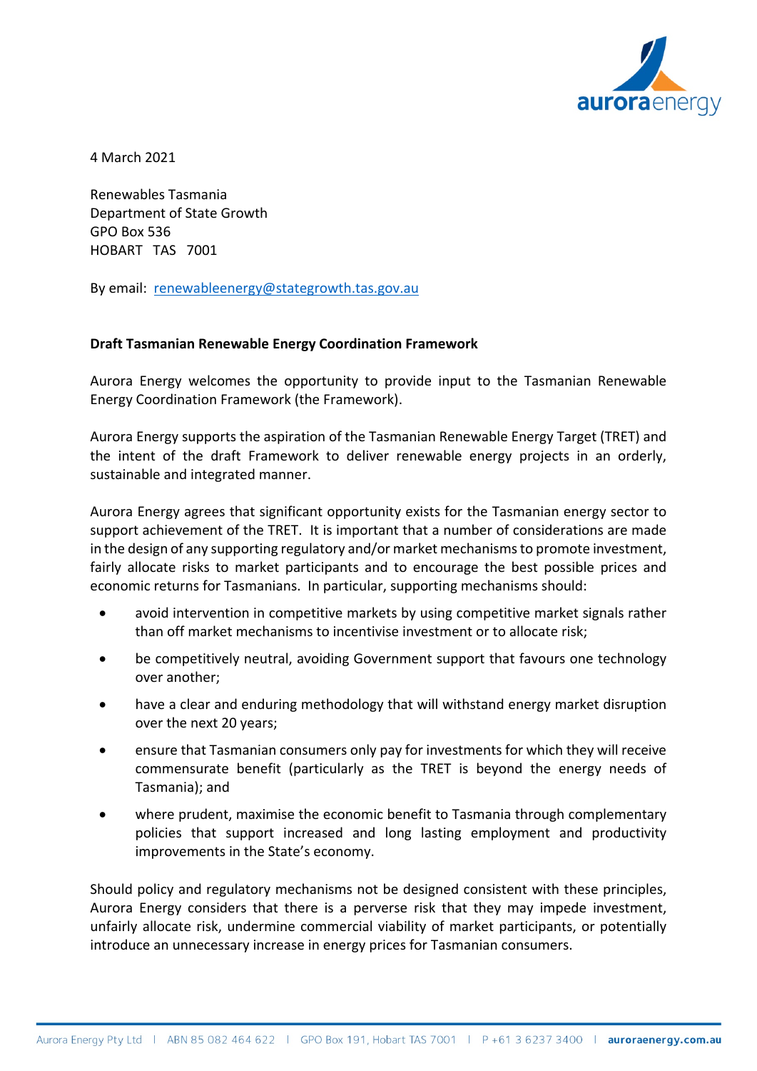4 March 2021

Renewables Tasmania
Department of State Growth
GPO Box 536
HOBART TAS 7001

By email: renewableenergy@stategrowth.tas.gov.au

**Draft Tasmanian Renewable Energy Coordination Framework**

Aurora Energy welcomes the opportunity to provide input to the Tasmanian Renewable Energy Coordination Framework (the Framework).

Aurora Energy supports the aspiration of the Tasmanian Renewable Energy Target (TRET) and the intent of the draft Framework to deliver renewable energy projects in an orderly, sustainable and integrated manner.

Aurora Energy agrees that significant opportunity exists for the Tasmanian energy sector to support achievement of the TRET. It is important that a number of considerations are made in the design of any supporting regulatory and/or market mechanisms to promote investment, fairly allocate risks to market participants and to encourage the best possible prices and economic returns for Tasmanians. In particular, supporting mechanisms should:

- avoid intervention in competitive markets by using competitive market signals rather than off market mechanisms to incentivise investment or to allocate risk;
- be competitively neutral, avoiding Government support that favours one technology over another;
- have a clear and enduring methodology that will withstand energy market disruption over the next 20 years;
- ensure that Tasmanian consumers only pay for investments for which they will receive commensurate benefit (particularly as the TRET is beyond the energy needs of Tasmania); and
- where prudent, maximise the economic benefit to Tasmania through complementary policies that support increased and long lasting employment and productivity improvements in the State's economy.

Should policy and regulatory mechanisms not be designed consistent with these principles, Aurora Energy considers that there is a perverse risk that they may impede investment, unfairly allocate risk, undermine commercial viability of market participants, or potentially introduce an unnecessary increase in energy prices for Tasmanian consumers.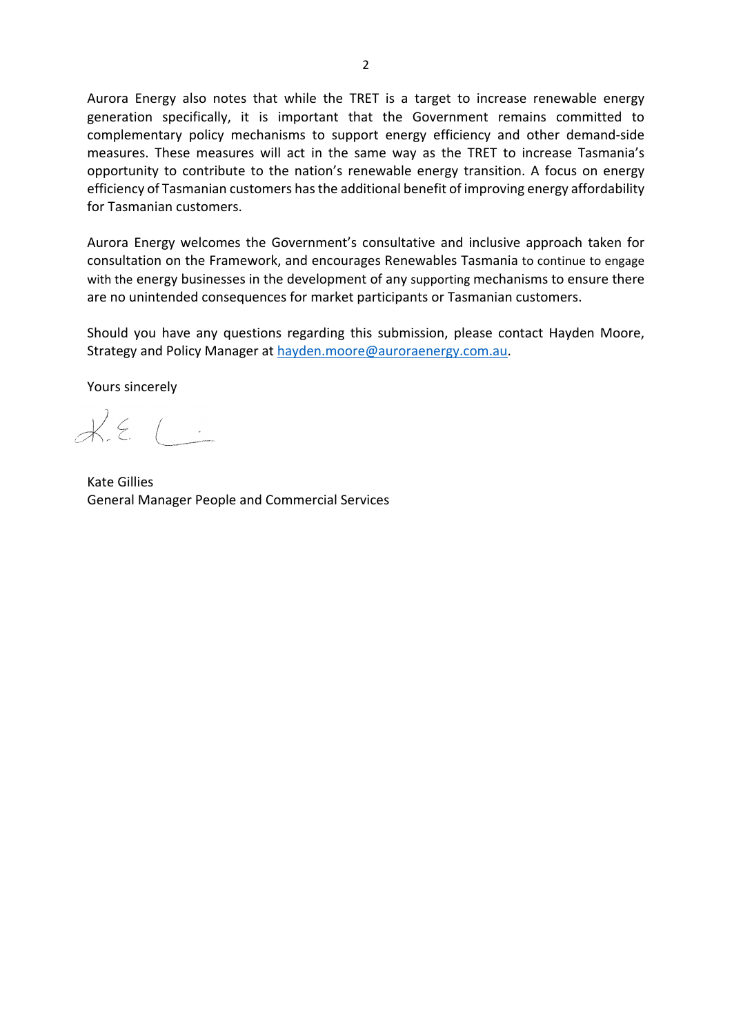Aurora Energy also notes that while the TRET is a target to increase renewable energy generation specifically, it is important that the Government remains committed to complementary policy mechanisms to support energy efficiency and other demand-side measures. These measures will act in the same way as the TRET to increase Tasmania's opportunity to contribute to the nation's renewable energy transition. A focus on energy efficiency of Tasmanian customers has the additional benefit of improving energy affordability for Tasmanian customers.

Aurora Energy welcomes the Government's consultative and inclusive approach taken for consultation on the Framework, and encourages Renewables Tasmania to continue to engage with the energy businesses in the development of any supporting mechanisms to ensure there are no unintended consequences for market participants or Tasmanian customers.

Should you have any questions regarding this submission, please contact Hayden Moore, Strategy and Policy Manager at [hayden.moore@auroraenergy.com.au](mailto:hayden.moore@auroraenergy.com.au).

Yours sincerely

Kate Gillies
General Manager People and Commercial Services